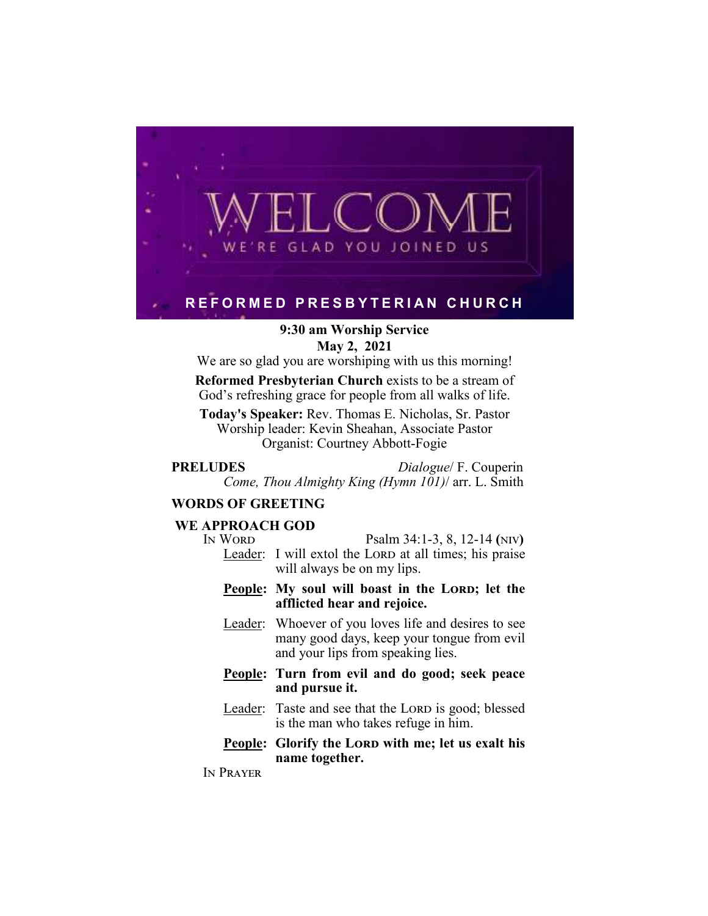# WELCOME

WE'RE GLAD YOU JOINED US

**REFORMED PRESBYTERIAN CHURCH**

**9:30 am Worship Service**
**May 2, 2021**

We are so glad you are worshiping with us this morning!

**Reformed Presbyterian Church** exists to be a stream of God's refreshing grace for people from all walks of life.

**Today's Speaker:** Rev. Thomas E. Nicholas, Sr. Pastor
Worship leader: Kevin Sheahan, Associate Pastor
Organist: Courtney Abbott-Fogie

**PRELUDES** *Dialogue*/ F. Couperin
*Come, Thou Almighty King (Hymn 101)*/ arr. L. Smith

**WORDS OF GREETING**

**WE APPROACH GOD**

IN WORD — Psalm 34:1-3, 8, 12-14 **(**NIV**)**

Leader: I will extol the LORD at all times; his praise will always be on my lips.

**People: My soul will boast in the LORD; let the afflicted hear and rejoice.**

Leader: Whoever of you loves life and desires to see many good days, keep your tongue from evil and your lips from speaking lies.

**People: Turn from evil and do good; seek peace and pursue it.**

Leader: Taste and see that the LORD is good; blessed is the man who takes refuge in him.

**People: Glorify the LORD with me; let us exalt his name together.**

IN PRAYER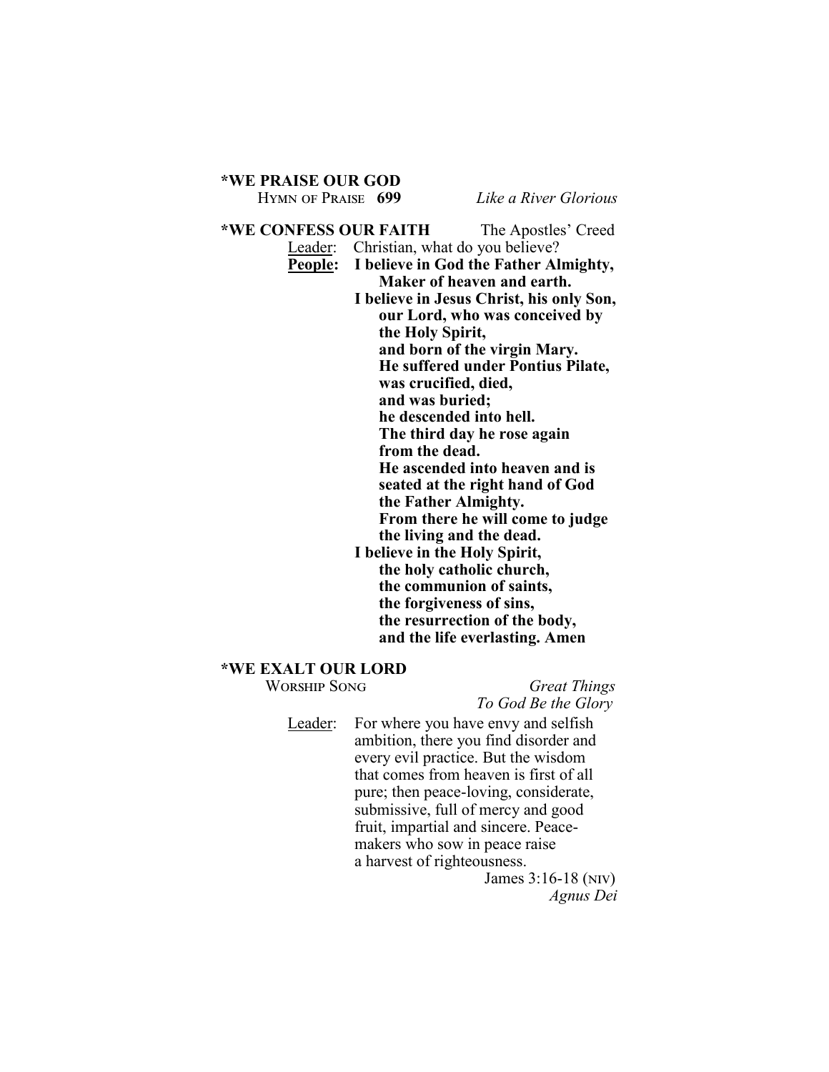**\*WE PRAISE OUR GOD**

Hymn of Praise **699** *Like a River Glorious*

**\*WE CONFESS OUR FAITH** The Apostles' Creed

<u>Leader</u>: Christian, what do you believe?

**<u>People</u>: I believe in God the Father Almighty,
Maker of heaven and earth.
I believe in Jesus Christ, his only Son,
our Lord, who was conceived by
the Holy Spirit,
and born of the virgin Mary.
He suffered under Pontius Pilate,
was crucified, died,
and was buried;
he descended into hell.
The third day he rose again
from the dead.
He ascended into heaven and is
seated at the right hand of God
the Father Almighty.
From there he will come to judge
the living and the dead.
I believe in the Holy Spirit,
the holy catholic church,
the communion of saints,
the forgiveness of sins,
the resurrection of the body,
and the life everlasting. Amen**

**\*WE EXALT OUR LORD**

Worship Song *Great Things*
*To God Be the Glory*

<u>Leader</u>: For where you have envy and selfish ambition, there you find disorder and every evil practice. But the wisdom that comes from heaven is first of all pure; then peace-loving, considerate, submissive, full of mercy and good fruit, impartial and sincere. Peace-makers who sow in peace raise a harvest of righteousness.

James 3:16-18 (NIV)

*Agnus Dei*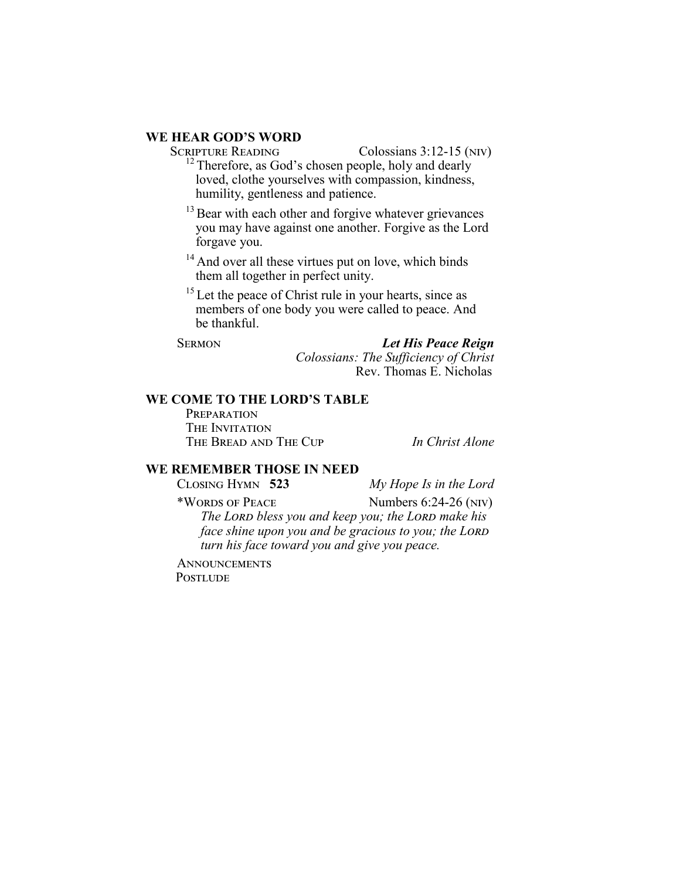## WE HEAR GOD'S WORD

Scripture Reading — Colossians 3:12-15 (NIV)

[12] Therefore, as God's chosen people, holy and dearly loved, clothe yourselves with compassion, kindness, humility, gentleness and patience.

[13] Bear with each other and forgive whatever grievances you may have against one another. Forgive as the Lord forgave you.

[14] And over all these virtues put on love, which binds them all together in perfect unity.

[15] Let the peace of Christ rule in your hearts, since as members of one body you were called to peace. And be thankful.

Sermon — ***Let His Peace Reign***
*Colossians: The Sufficiency of Christ*
Rev. Thomas E. Nicholas

## WE COME TO THE LORD'S TABLE

Preparation
The Invitation
The Bread and The Cup — *In Christ Alone*

## WE REMEMBER THOSE IN NEED

Closing Hymn **523** — *My Hope Is in the Lord*

*Words of Peace — Numbers 6:24-26 (NIV)

*The Lord bless you and keep you; the Lord make his face shine upon you and be gracious to you; the Lord turn his face toward you and give you peace.*

Announcements
Postlude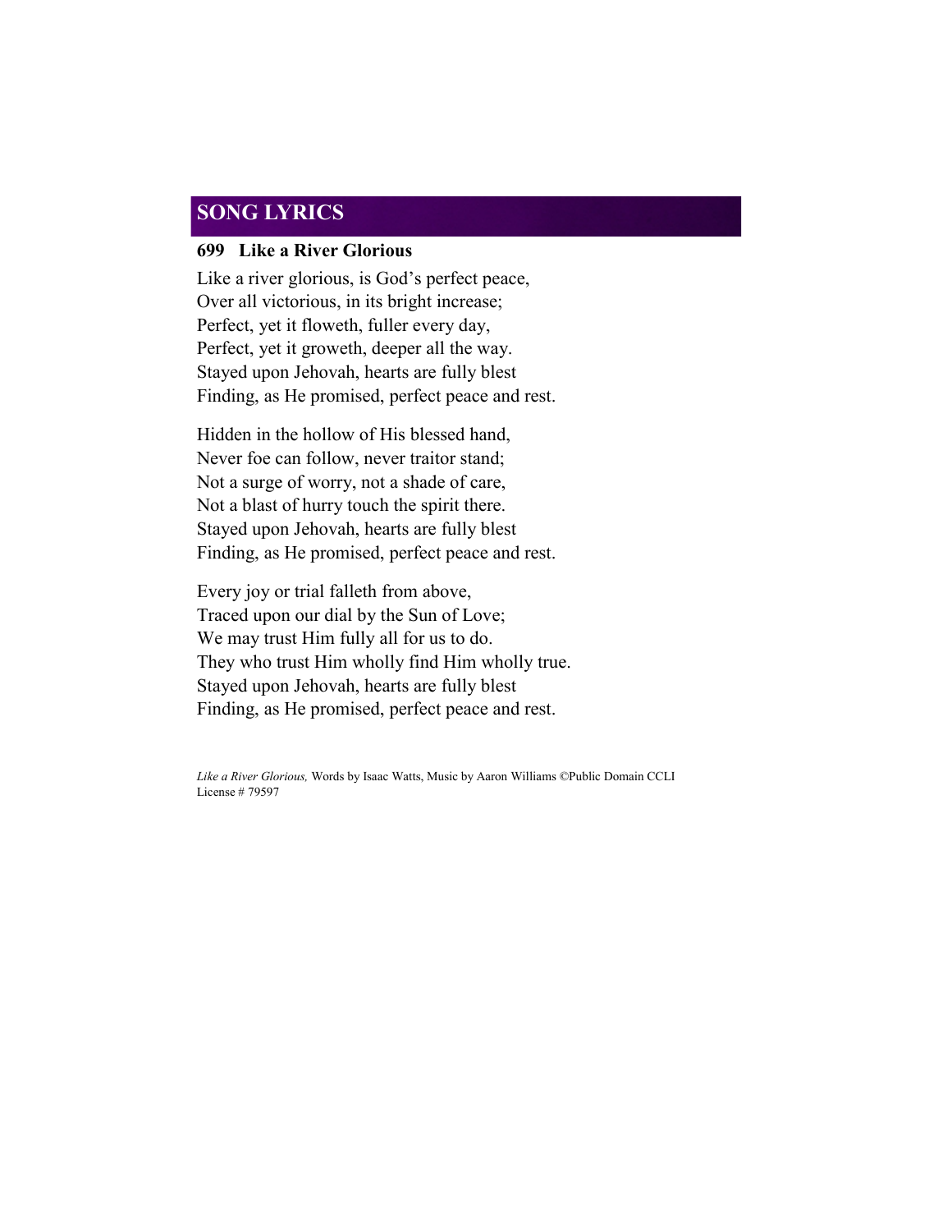## SONG LYRICS

### 699 Like a River Glorious

Like a river glorious, is God's perfect peace,
Over all victorious, in its bright increase;
Perfect, yet it floweth, fuller every day,
Perfect, yet it groweth, deeper all the way.
Stayed upon Jehovah, hearts are fully blest
Finding, as He promised, perfect peace and rest.

Hidden in the hollow of His blessed hand,
Never foe can follow, never traitor stand;
Not a surge of worry, not a shade of care,
Not a blast of hurry touch the spirit there.
Stayed upon Jehovah, hearts are fully blest
Finding, as He promised, perfect peace and rest.

Every joy or trial falleth from above,
Traced upon our dial by the Sun of Love;
We may trust Him fully all for us to do.
They who trust Him wholly find Him wholly true.
Stayed upon Jehovah, hearts are fully blest
Finding, as He promised, perfect peace and rest.

*Like a River Glorious,* Words by Isaac Watts, Music by Aaron Williams ©Public Domain CCLI License # 79597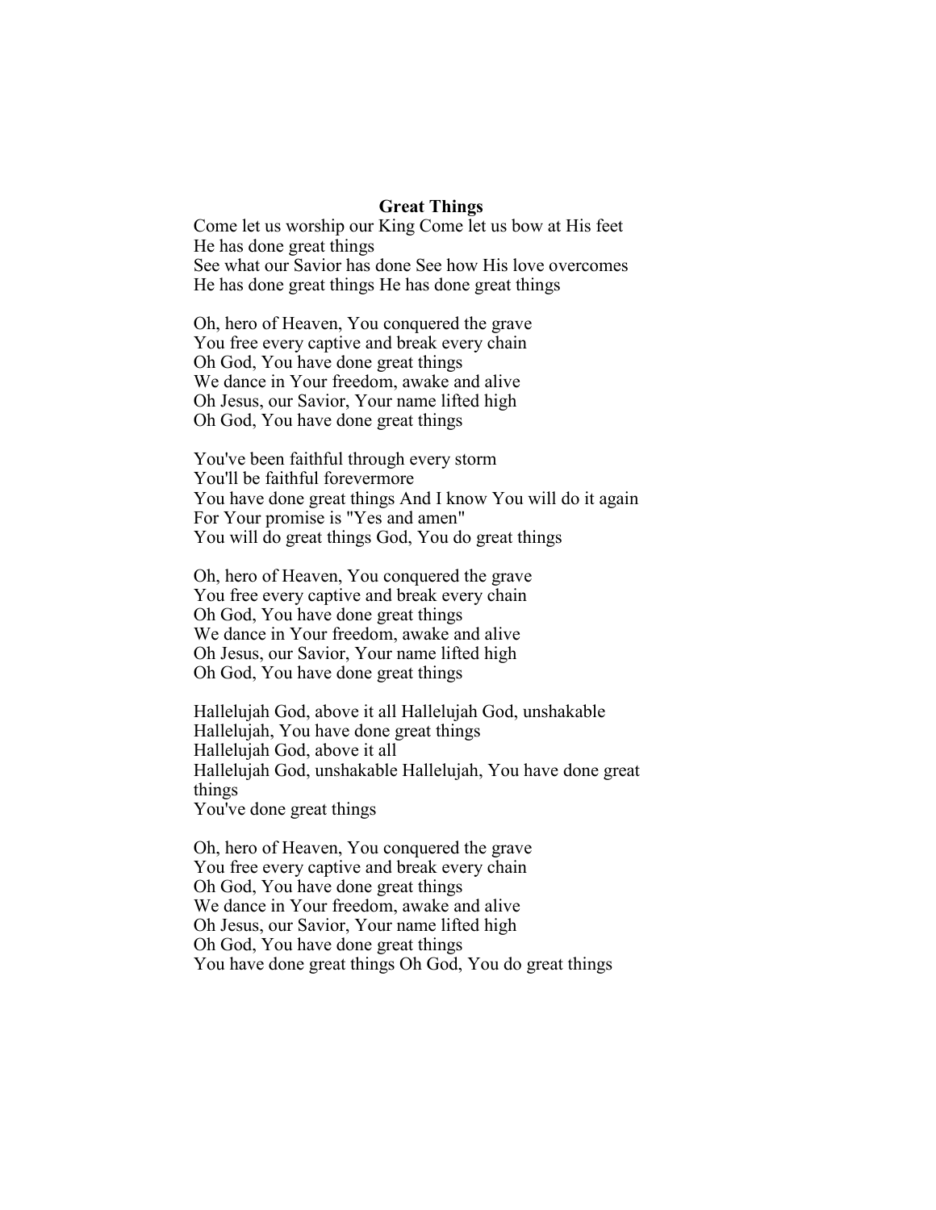**Great Things**

Come let us worship our King Come let us bow at His feet
He has done great things
See what our Savior has done See how His love overcomes
He has done great things He has done great things

Oh, hero of Heaven, You conquered the grave
You free every captive and break every chain
Oh God, You have done great things
We dance in Your freedom, awake and alive
Oh Jesus, our Savior, Your name lifted high
Oh God, You have done great things

You've been faithful through every storm
You'll be faithful forevermore
You have done great things And I know You will do it again
For Your promise is "Yes and amen"
You will do great things God, You do great things

Oh, hero of Heaven, You conquered the grave
You free every captive and break every chain
Oh God, You have done great things
We dance in Your freedom, awake and alive
Oh Jesus, our Savior, Your name lifted high
Oh God, You have done great things

Hallelujah God, above it all Hallelujah God, unshakable
Hallelujah, You have done great things
Hallelujah God, above it all
Hallelujah God, unshakable Hallelujah, You have done great things
You've done great things

Oh, hero of Heaven, You conquered the grave
You free every captive and break every chain
Oh God, You have done great things
We dance in Your freedom, awake and alive
Oh Jesus, our Savior, Your name lifted high
Oh God, You have done great things
You have done great things Oh God, You do great things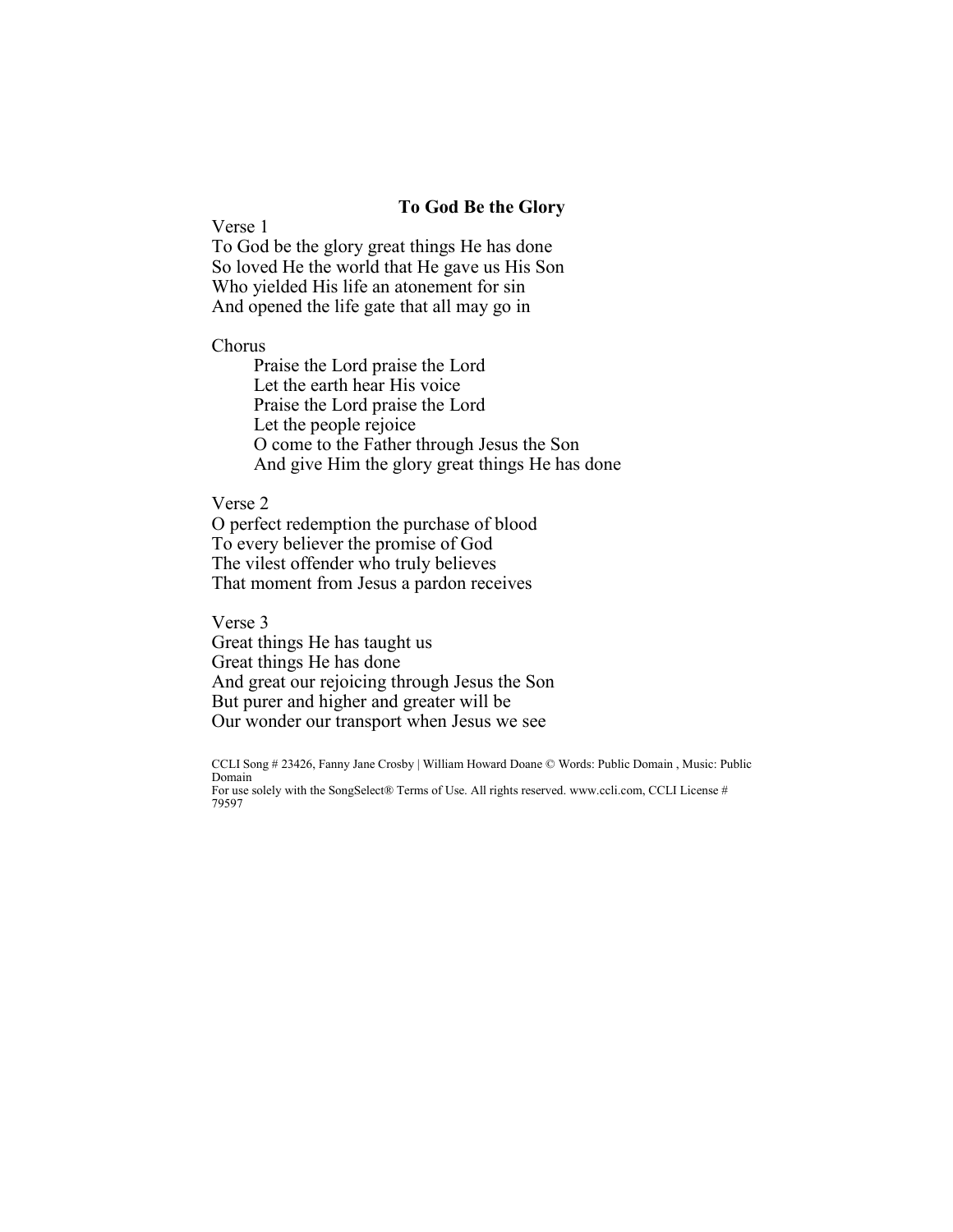## To God Be the Glory

Verse 1
To God be the glory great things He has done
So loved He the world that He gave us His Son
Who yielded His life an atonement for sin
And opened the life gate that all may go in

Chorus
Praise the Lord praise the Lord
Let the earth hear His voice
Praise the Lord praise the Lord
Let the people rejoice
O come to the Father through Jesus the Son
And give Him the glory great things He has done

Verse 2
O perfect redemption the purchase of blood
To every believer the promise of God
The vilest offender who truly believes
That moment from Jesus a pardon receives

Verse 3
Great things He has taught us
Great things He has done
And great our rejoicing through Jesus the Son
But purer and higher and greater will be
Our wonder our transport when Jesus we see

CCLI Song # 23426, Fanny Jane Crosby | William Howard Doane © Words: Public Domain , Music: Public Domain
For use solely with the SongSelect® Terms of Use. All rights reserved. www.ccli.com, CCLI License # 79597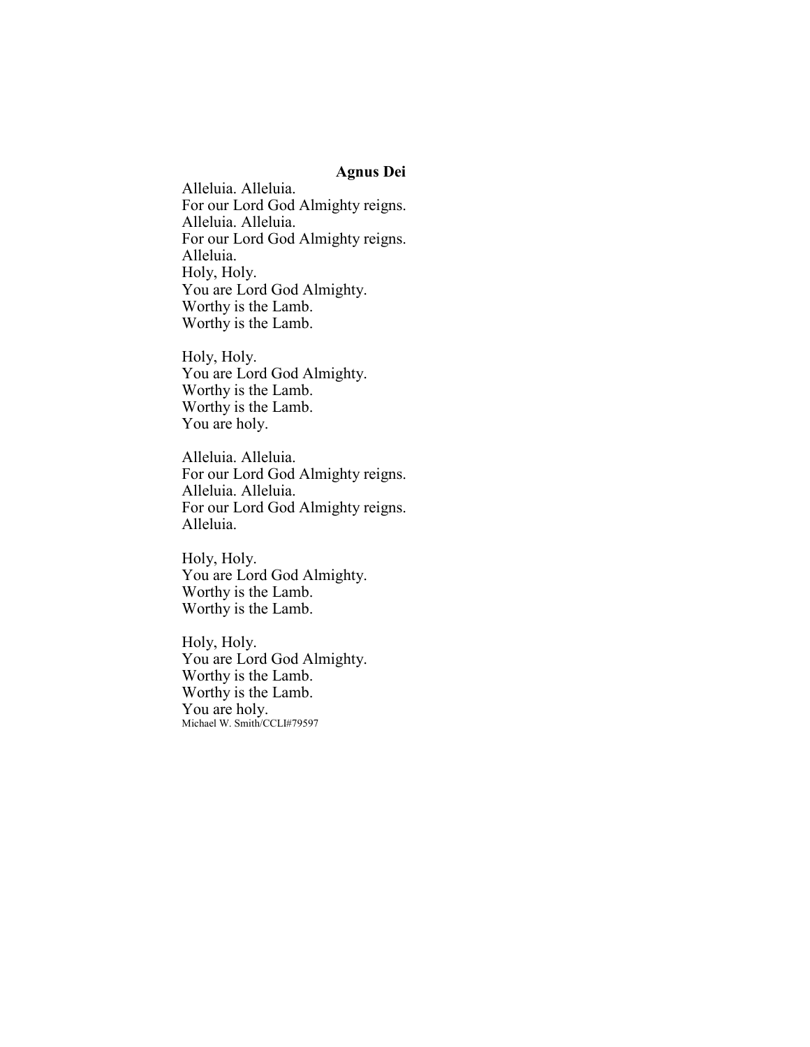**Agnus Dei**

Alleluia. Alleluia.
For our Lord God Almighty reigns.
Alleluia. Alleluia.
For our Lord God Almighty reigns.
Alleluia.
Holy, Holy.
You are Lord God Almighty.
Worthy is the Lamb.
Worthy is the Lamb.

Holy, Holy.
You are Lord God Almighty.
Worthy is the Lamb.
Worthy is the Lamb.
You are holy.

Alleluia. Alleluia.
For our Lord God Almighty reigns.
Alleluia. Alleluia.
For our Lord God Almighty reigns.
Alleluia.

Holy, Holy.
You are Lord God Almighty.
Worthy is the Lamb.
Worthy is the Lamb.

Holy, Holy.
You are Lord God Almighty.
Worthy is the Lamb.
Worthy is the Lamb.
You are holy.
Michael W. Smith/CCLI#79597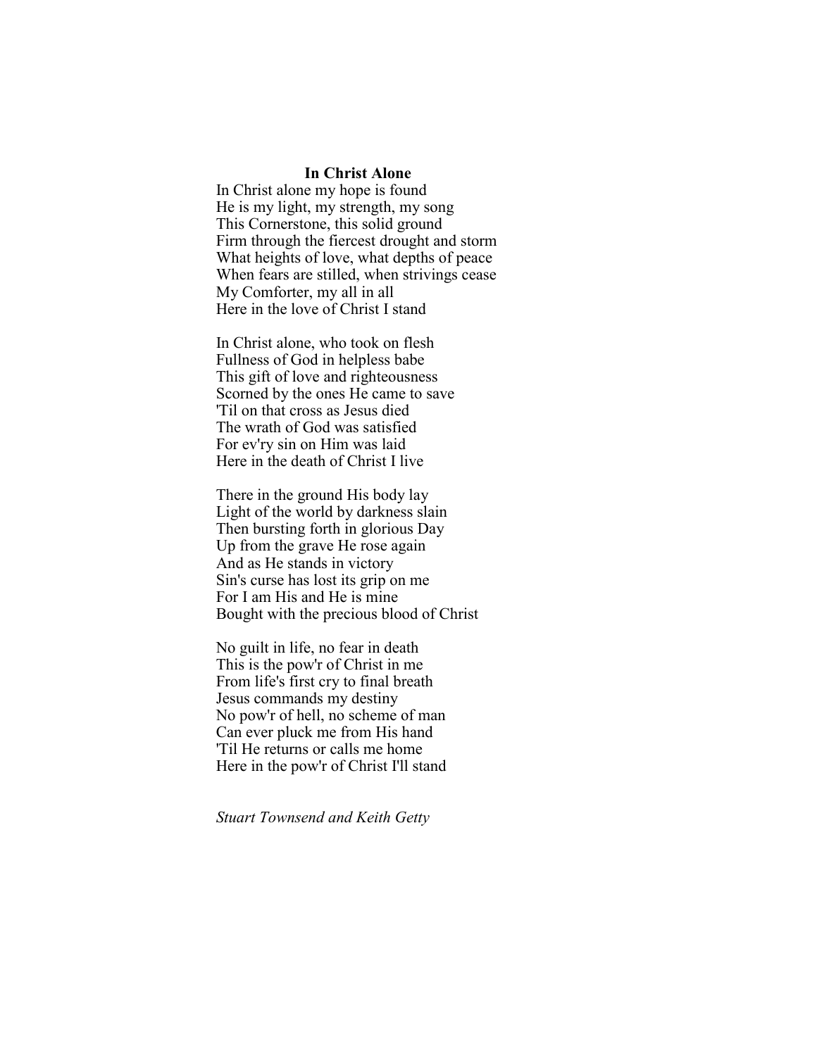**In Christ Alone**

In Christ alone my hope is found  
He is my light, my strength, my song  
This Cornerstone, this solid ground  
Firm through the fiercest drought and storm  
What heights of love, what depths of peace  
When fears are stilled, when strivings cease  
My Comforter, my all in all  
Here in the love of Christ I stand

In Christ alone, who took on flesh  
Fullness of God in helpless babe  
This gift of love and righteousness  
Scorned by the ones He came to save  
'Til on that cross as Jesus died  
The wrath of God was satisfied  
For ev'ry sin on Him was laid  
Here in the death of Christ I live

There in the ground His body lay  
Light of the world by darkness slain  
Then bursting forth in glorious Day  
Up from the grave He rose again  
And as He stands in victory  
Sin's curse has lost its grip on me  
For I am His and He is mine  
Bought with the precious blood of Christ

No guilt in life, no fear in death  
This is the pow'r of Christ in me  
From life's first cry to final breath  
Jesus commands my destiny  
No pow'r of hell, no scheme of man  
Can ever pluck me from His hand  
'Til He returns or calls me home  
Here in the pow'r of Christ I'll stand

*Stuart Townsend and Keith Getty*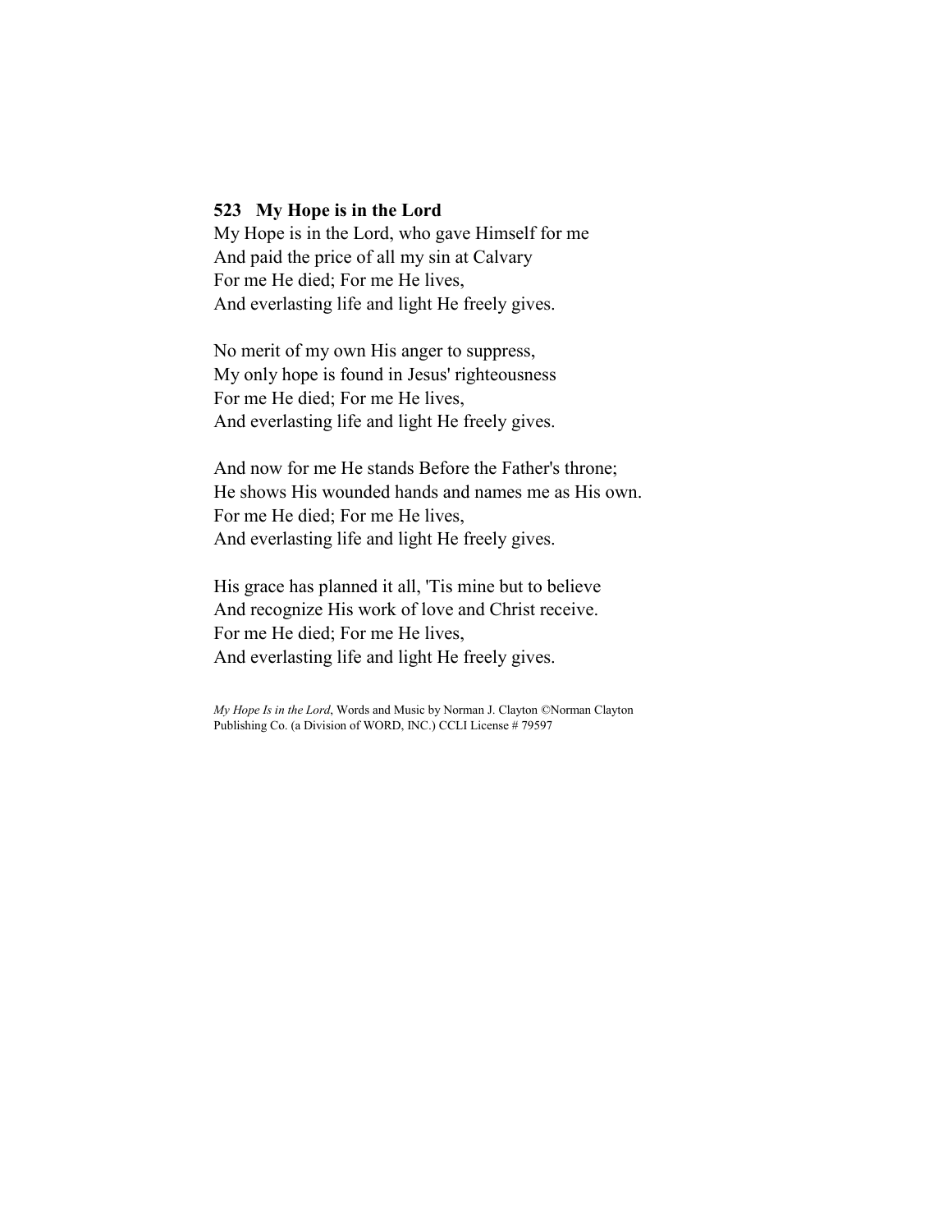**523 My Hope is in the Lord**

My Hope is in the Lord, who gave Himself for me
And paid the price of all my sin at Calvary
For me He died; For me He lives,
And everlasting life and light He freely gives.

No merit of my own His anger to suppress,
My only hope is found in Jesus' righteousness
For me He died; For me He lives,
And everlasting life and light He freely gives.

And now for me He stands Before the Father's throne;
He shows His wounded hands and names me as His own.
For me He died; For me He lives,
And everlasting life and light He freely gives.

His grace has planned it all, 'Tis mine but to believe
And recognize His work of love and Christ receive.
For me He died; For me He lives,
And everlasting life and light He freely gives.

*My Hope Is in the Lord*, Words and Music by Norman J. Clayton ©Norman Clayton Publishing Co. (a Division of WORD, INC.) CCLI License # 79597